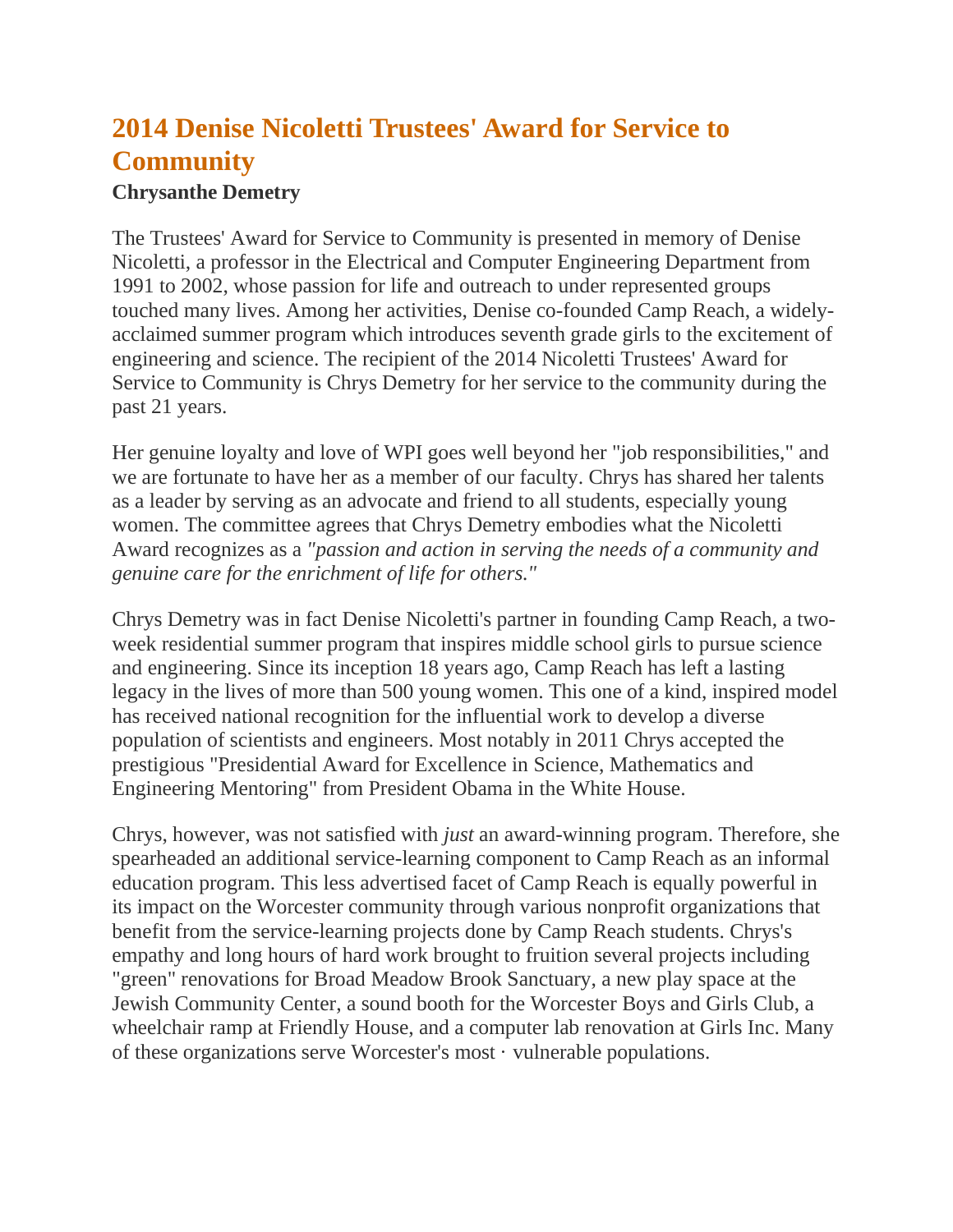# 2014 Denise Nicoletti Trustees' Award for Service to Community

**Chrysanthe Demetry**

The Trustees' Award for Service to Community is presented in memory of Denise Nicoletti, a professor in the Electrical and Computer Engineering Department from 1991 to 2002, whose passion for life and outreach to under represented groups touched many lives. Among her activities, Denise co-founded Camp Reach, a widely-acclaimed summer program which introduces seventh grade girls to the excitement of engineering and science. The recipient of the 2014 Nicoletti Trustees' Award for Service to Community is Chrys Demetry for her service to the community during the past 21 years.

Her genuine loyalty and love of WPI goes well beyond her "job responsibilities," and we are fortunate to have her as a member of our faculty. Chrys has shared her talents as a leader by serving as an advocate and friend to all students, especially young women. The committee agrees that Chrys Demetry embodies what the Nicoletti Award recognizes as a *"passion and action in serving the needs of a community and genuine care for the enrichment of life for others."*

Chrys Demetry was in fact Denise Nicoletti's partner in founding Camp Reach, a two-week residential summer program that inspires middle school girls to pursue science and engineering. Since its inception 18 years ago, Camp Reach has left a lasting legacy in the lives of more than 500 young women. This one of a kind, inspired model has received national recognition for the influential work to develop a diverse population of scientists and engineers. Most notably in 2011 Chrys accepted the prestigious "Presidential Award for Excellence in Science, Mathematics and Engineering Mentoring" from President Obama in the White House.

Chrys, however, was not satisfied with *just* an award-winning program. Therefore, she spearheaded an additional service-learning component to Camp Reach as an informal education program. This less advertised facet of Camp Reach is equally powerful in its impact on the Worcester community through various nonprofit organizations that benefit from the service-learning projects done by Camp Reach students. Chrys's empathy and long hours of hard work brought to fruition several projects including "green" renovations for Broad Meadow Brook Sanctuary, a new play space at the Jewish Community Center, a sound booth for the Worcester Boys and Girls Club, a wheelchair ramp at Friendly House, and a computer lab renovation at Girls Inc. Many of these organizations serve Worcester's most · vulnerable populations.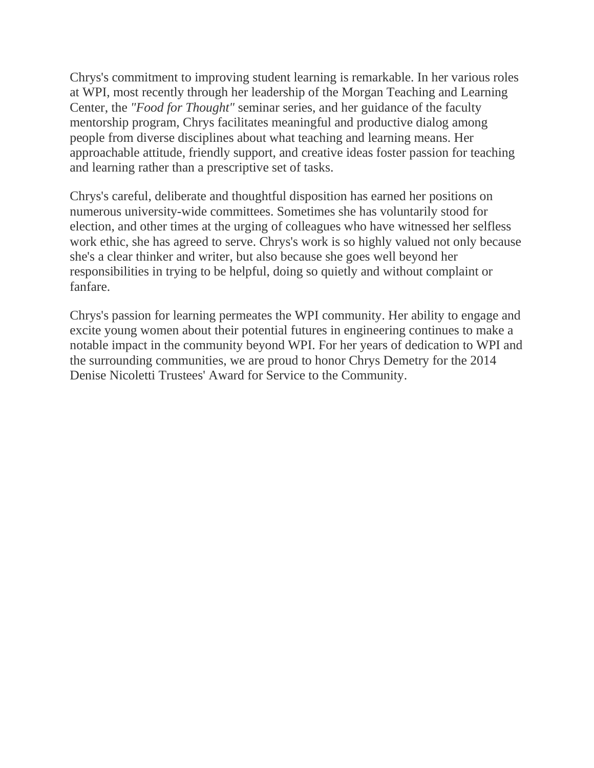Chrys's commitment to improving student learning is remarkable. In her various roles at WPI, most recently through her leadership of the Morgan Teaching and Learning Center, the *"Food for Thought"* seminar series, and her guidance of the faculty mentorship program, Chrys facilitates meaningful and productive dialog among people from diverse disciplines about what teaching and learning means. Her approachable attitude, friendly support, and creative ideas foster passion for teaching and learning rather than a prescriptive set of tasks.

Chrys's careful, deliberate and thoughtful disposition has earned her positions on numerous university-wide committees. Sometimes she has voluntarily stood for election, and other times at the urging of colleagues who have witnessed her selfless work ethic, she has agreed to serve. Chrys's work is so highly valued not only because she's a clear thinker and writer, but also because she goes well beyond her responsibilities in trying to be helpful, doing so quietly and without complaint or fanfare.

Chrys's passion for learning permeates the WPI community. Her ability to engage and excite young women about their potential futures in engineering continues to make a notable impact in the community beyond WPI. For her years of dedication to WPI and the surrounding communities, we are proud to honor Chrys Demetry for the 2014 Denise Nicoletti Trustees' Award for Service to the Community.